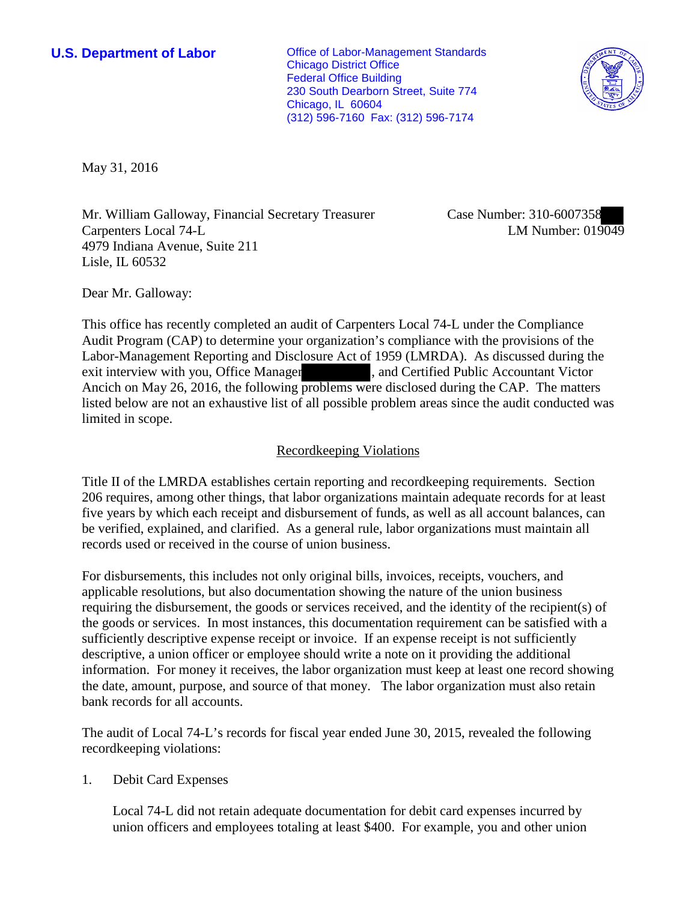**U.S. Department of Labor**

Office of Labor-Management Standards
Chicago District Office
Federal Office Building
230 South Dearborn Street, Suite 774
Chicago, IL 60604
(312) 596-7160 Fax: (312) 596-7174

May 31, 2016

Mr. William Galloway, Financial Secretary Treasurer
Carpenters Local 74-L
4979 Indiana Avenue, Suite 211
Lisle, IL 60532

Case Number: 310-6007358
LM Number: 019049

Dear Mr. Galloway:

This office has recently completed an audit of Carpenters Local 74-L under the Compliance Audit Program (CAP) to determine your organization's compliance with the provisions of the Labor-Management Reporting and Disclosure Act of 1959 (LMRDA). As discussed during the exit interview with you, Office Manager, and Certified Public Accountant Victor Ancich on May 26, 2016, the following problems were disclosed during the CAP. The matters listed below are not an exhaustive list of all possible problem areas since the audit conducted was limited in scope.

## Recordkeeping Violations

Title II of the LMRDA establishes certain reporting and recordkeeping requirements. Section 206 requires, among other things, that labor organizations maintain adequate records for at least five years by which each receipt and disbursement of funds, as well as all account balances, can be verified, explained, and clarified. As a general rule, labor organizations must maintain all records used or received in the course of union business.

For disbursements, this includes not only original bills, invoices, receipts, vouchers, and applicable resolutions, but also documentation showing the nature of the union business requiring the disbursement, the goods or services received, and the identity of the recipient(s) of the goods or services. In most instances, this documentation requirement can be satisfied with a sufficiently descriptive expense receipt or invoice. If an expense receipt is not sufficiently descriptive, a union officer or employee should write a note on it providing the additional information. For money it receives, the labor organization must keep at least one record showing the date, amount, purpose, and source of that money. The labor organization must also retain bank records for all accounts.

The audit of Local 74-L's records for fiscal year ended June 30, 2015, revealed the following recordkeeping violations:

1. Debit Card Expenses

   Local 74-L did not retain adequate documentation for debit card expenses incurred by union officers and employees totaling at least $400. For example, you and other union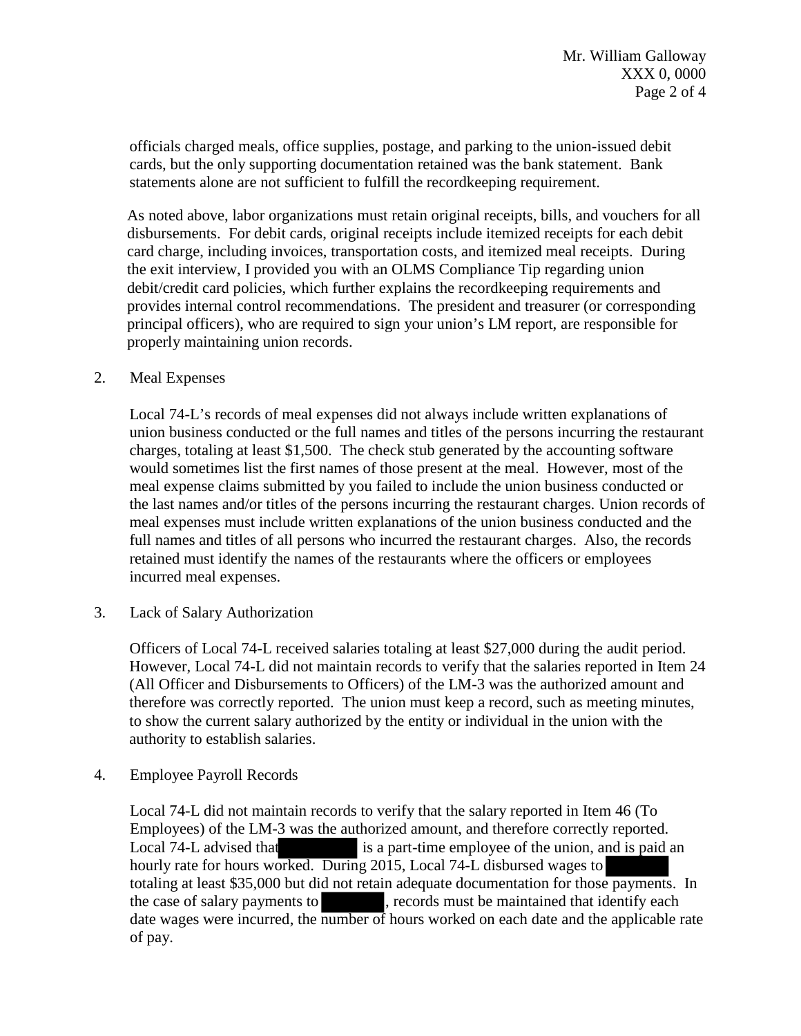officials charged meals, office supplies, postage, and parking to the union-issued debit cards, but the only supporting documentation retained was the bank statement. Bank statements alone are not sufficient to fulfill the recordkeeping requirement.

As noted above, labor organizations must retain original receipts, bills, and vouchers for all disbursements. For debit cards, original receipts include itemized receipts for each debit card charge, including invoices, transportation costs, and itemized meal receipts. During the exit interview, I provided you with an OLMS Compliance Tip regarding union debit/credit card policies, which further explains the recordkeeping requirements and provides internal control recommendations. The president and treasurer (or corresponding principal officers), who are required to sign your union's LM report, are responsible for properly maintaining union records.

2. Meal Expenses

   Local 74-L's records of meal expenses did not always include written explanations of union business conducted or the full names and titles of the persons incurring the restaurant charges, totaling at least $1,500. The check stub generated by the accounting software would sometimes list the first names of those present at the meal. However, most of the meal expense claims submitted by you failed to include the union business conducted or the last names and/or titles of the persons incurring the restaurant charges. Union records of meal expenses must include written explanations of the union business conducted and the full names and titles of all persons who incurred the restaurant charges. Also, the records retained must identify the names of the restaurants where the officers or employees incurred meal expenses.

3. Lack of Salary Authorization

   Officers of Local 74-L received salaries totaling at least $27,000 during the audit period. However, Local 74-L did not maintain records to verify that the salaries reported in Item 24 (All Officer and Disbursements to Officers) of the LM-3 was the authorized amount and therefore was correctly reported. The union must keep a record, such as meeting minutes, to show the current salary authorized by the entity or individual in the union with the authority to establish salaries.

4. Employee Payroll Records

   Local 74-L did not maintain records to verify that the salary reported in Item 46 (To Employees) of the LM-3 was the authorized amount, and therefore correctly reported. Local 74-L advised that [REDACTED] is a part-time employee of the union, and is paid an hourly rate for hours worked. During 2015, Local 74-L disbursed wages to [REDACTED] totaling at least $35,000 but did not retain adequate documentation for those payments. In the case of salary payments to [REDACTED], records must be maintained that identify each date wages were incurred, the number of hours worked on each date and the applicable rate of pay.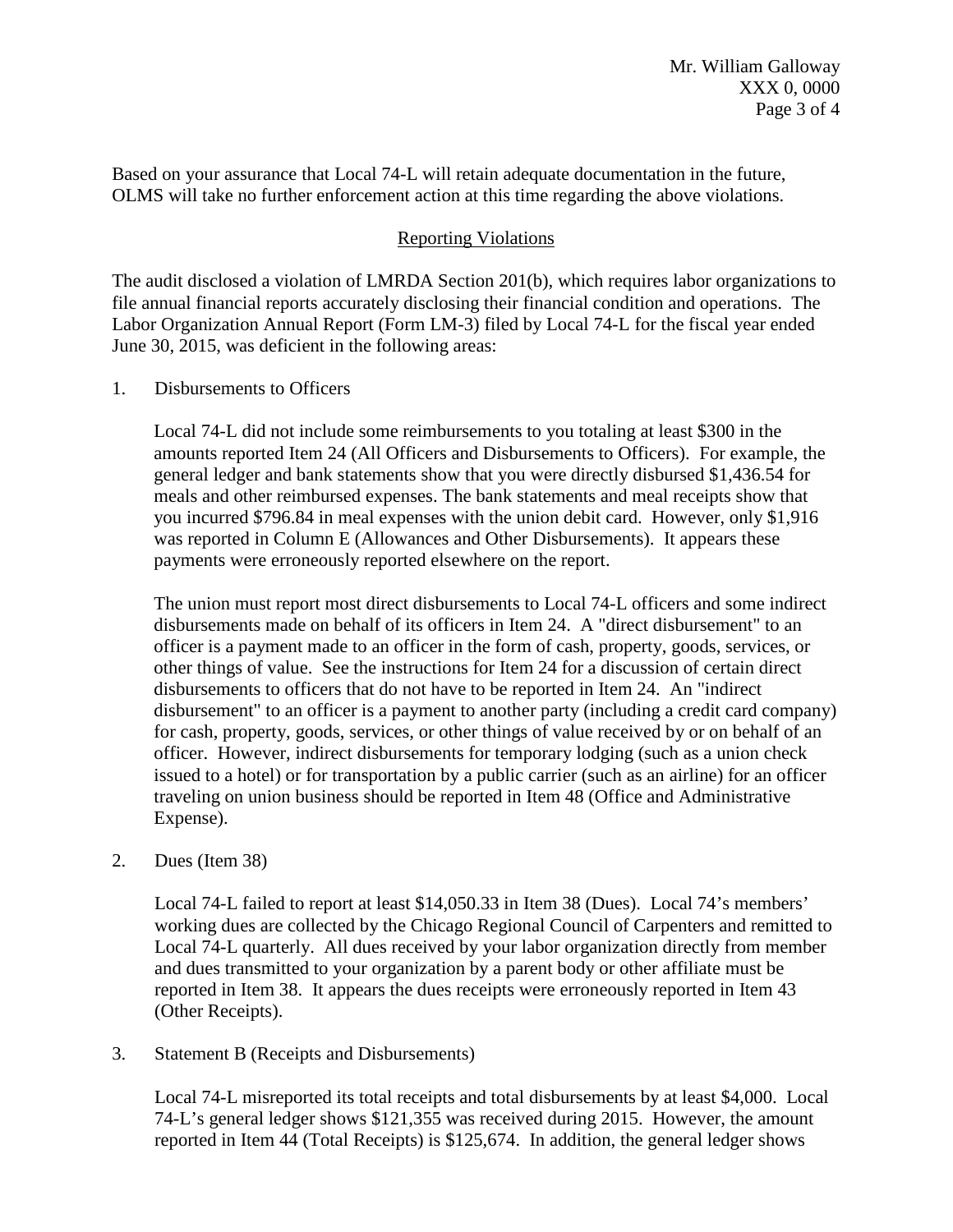Based on your assurance that Local 74-L will retain adequate documentation in the future, OLMS will take no further enforcement action at this time regarding the above violations.

## Reporting Violations

The audit disclosed a violation of LMRDA Section 201(b), which requires labor organizations to file annual financial reports accurately disclosing their financial condition and operations. The Labor Organization Annual Report (Form LM-3) filed by Local 74-L for the fiscal year ended June 30, 2015, was deficient in the following areas:

1. Disbursements to Officers

   Local 74-L did not include some reimbursements to you totaling at least $300 in the amounts reported Item 24 (All Officers and Disbursements to Officers). For example, the general ledger and bank statements show that you were directly disbursed $1,436.54 for meals and other reimbursed expenses. The bank statements and meal receipts show that you incurred $796.84 in meal expenses with the union debit card. However, only $1,916 was reported in Column E (Allowances and Other Disbursements). It appears these payments were erroneously reported elsewhere on the report.

   The union must report most direct disbursements to Local 74-L officers and some indirect disbursements made on behalf of its officers in Item 24. A "direct disbursement" to an officer is a payment made to an officer in the form of cash, property, goods, services, or other things of value. See the instructions for Item 24 for a discussion of certain direct disbursements to officers that do not have to be reported in Item 24. An "indirect disbursement" to an officer is a payment to another party (including a credit card company) for cash, property, goods, services, or other things of value received by or on behalf of an officer. However, indirect disbursements for temporary lodging (such as a union check issued to a hotel) or for transportation by a public carrier (such as an airline) for an officer traveling on union business should be reported in Item 48 (Office and Administrative Expense).

2. Dues (Item 38)

   Local 74-L failed to report at least $14,050.33 in Item 38 (Dues). Local 74's members' working dues are collected by the Chicago Regional Council of Carpenters and remitted to Local 74-L quarterly. All dues received by your labor organization directly from member and dues transmitted to your organization by a parent body or other affiliate must be reported in Item 38. It appears the dues receipts were erroneously reported in Item 43 (Other Receipts).

3. Statement B (Receipts and Disbursements)

   Local 74-L misreported its total receipts and total disbursements by at least $4,000. Local 74-L's general ledger shows $121,355 was received during 2015. However, the amount reported in Item 44 (Total Receipts) is $125,674. In addition, the general ledger shows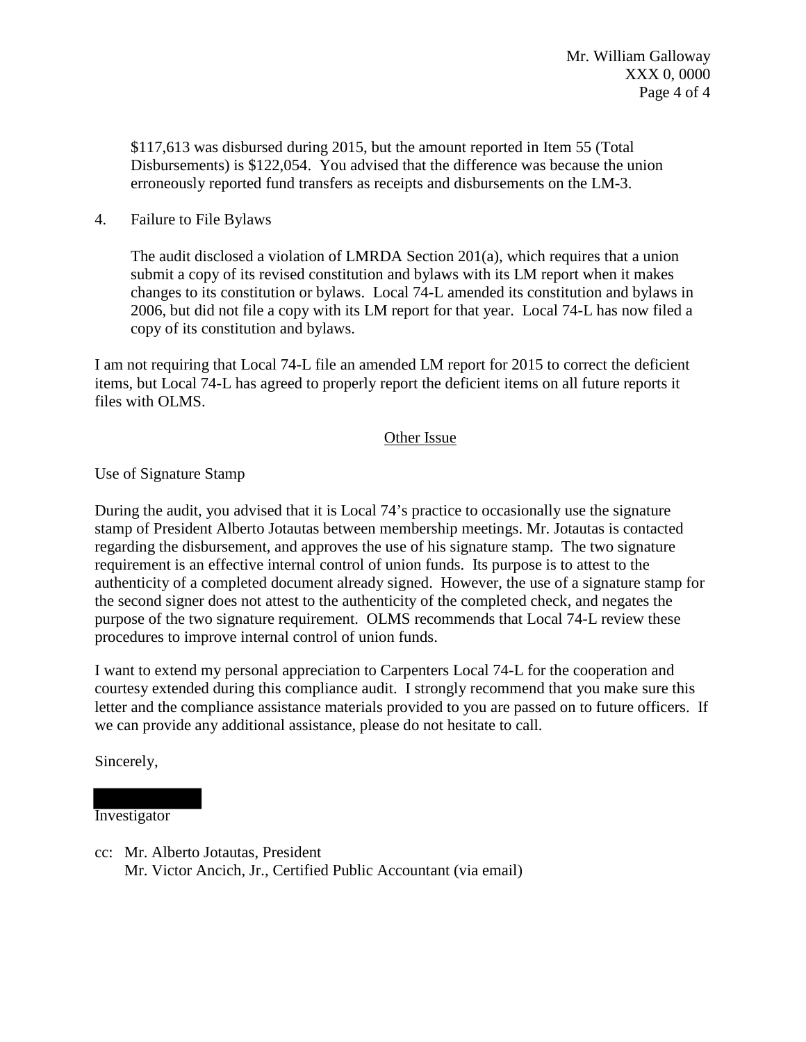$117,613 was disbursed during 2015, but the amount reported in Item 55 (Total Disbursements) is $122,054. You advised that the difference was because the union erroneously reported fund transfers as receipts and disbursements on the LM-3.

4. Failure to File Bylaws

   The audit disclosed a violation of LMRDA Section 201(a), which requires that a union submit a copy of its revised constitution and bylaws with its LM report when it makes changes to its constitution or bylaws. Local 74-L amended its constitution and bylaws in 2006, but did not file a copy with its LM report for that year. Local 74-L has now filed a copy of its constitution and bylaws.

I am not requiring that Local 74-L file an amended LM report for 2015 to correct the deficient items, but Local 74-L has agreed to properly report the deficient items on all future reports it files with OLMS.

## Other Issue

Use of Signature Stamp

During the audit, you advised that it is Local 74's practice to occasionally use the signature stamp of President Alberto Jotautas between membership meetings. Mr. Jotautas is contacted regarding the disbursement, and approves the use of his signature stamp. The two signature requirement is an effective internal control of union funds. Its purpose is to attest to the authenticity of a completed document already signed. However, the use of a signature stamp for the second signer does not attest to the authenticity of the completed check, and negates the purpose of the two signature requirement. OLMS recommends that Local 74-L review these procedures to improve internal control of union funds.

I want to extend my personal appreciation to Carpenters Local 74-L for the cooperation and courtesy extended during this compliance audit. I strongly recommend that you make sure this letter and the compliance assistance materials provided to you are passed on to future officers. If we can provide any additional assistance, please do not hesitate to call.

Sincerely,

Investigator

cc: Mr. Alberto Jotautas, President
    Mr. Victor Ancich, Jr., Certified Public Accountant (via email)